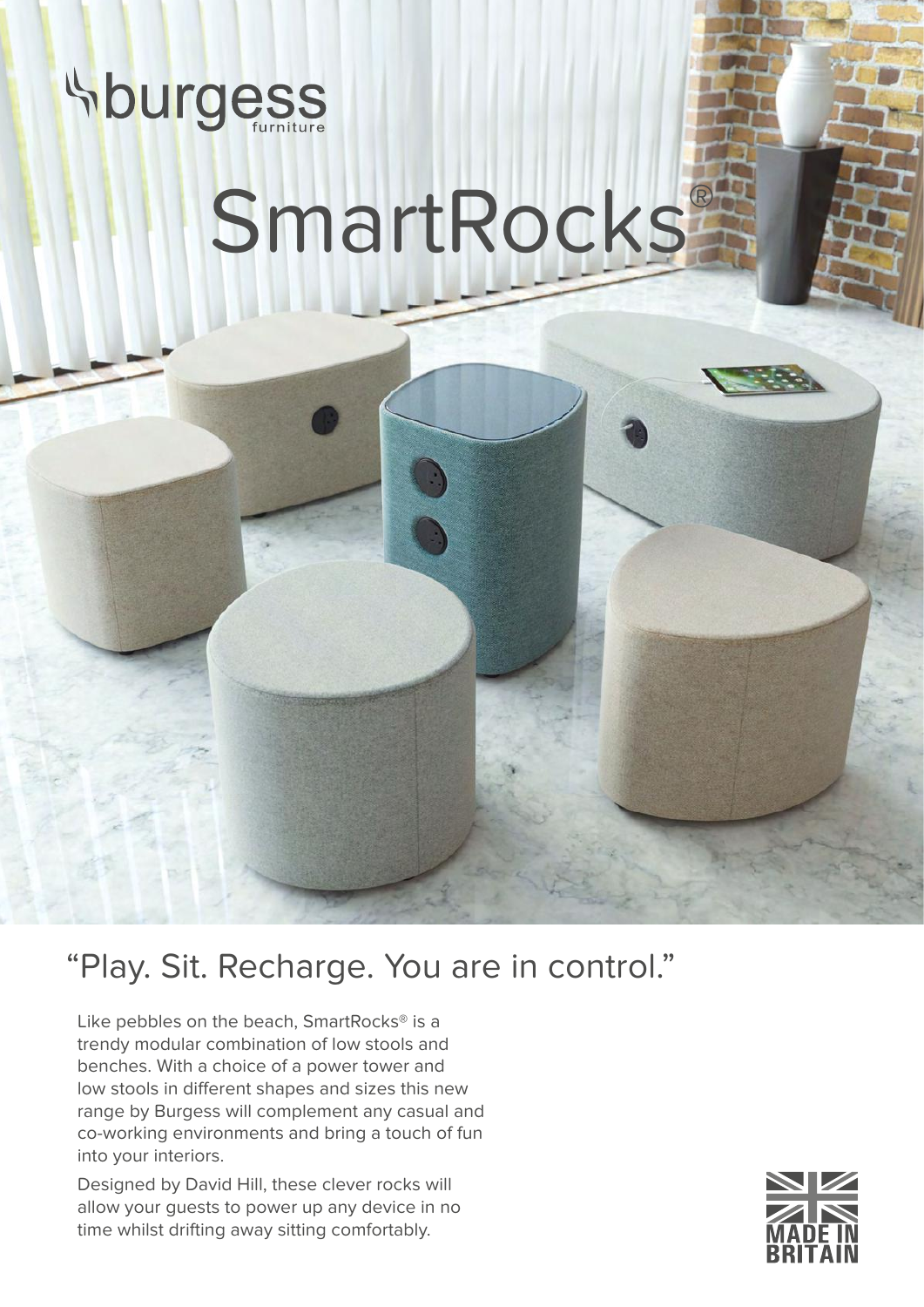burgess furniture

# SmartRocks®

## "Play. Sit. Recharge. You are in control."

Like pebbles on the beach, SmartRocks® is a trendy modular combination of low stools and benches. With a choice of a power tower and low stools in different shapes and sizes this new range by Burgess will complement any casual and co-working environments and bring a touch of fun into your interiors.

Designed by David Hill, these clever rocks will allow your guests to power up any device in no time whilst drifting away sitting comfortably.

MADE IN BRITAIN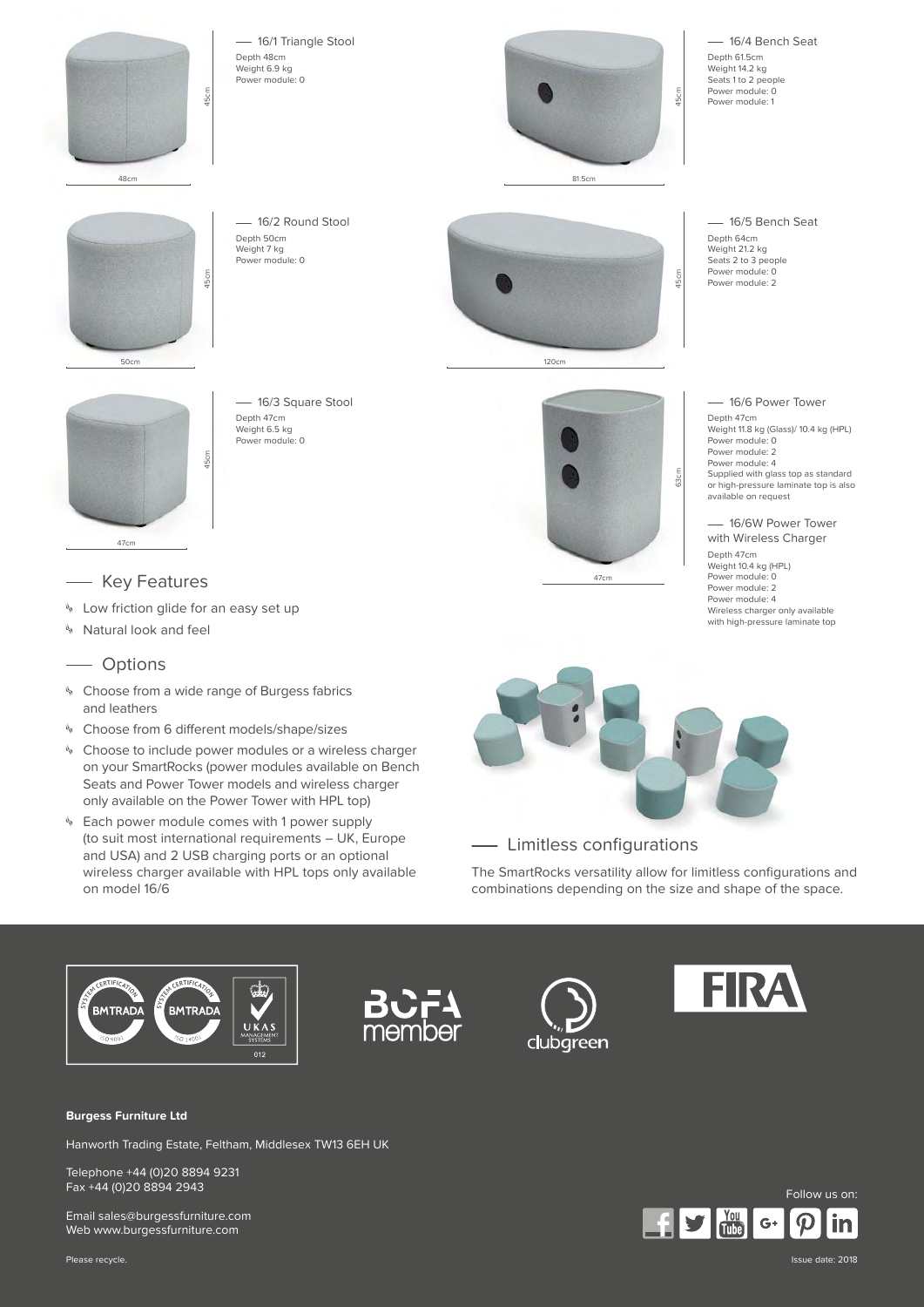## 16/1 Triangle Stool

Depth 48cm
Weight 6.9 kg
Power module: 0

45cm

48cm

## 16/4 Bench Seat

Depth 61.5cm
Weight 14.2 kg
Seats 1 to 2 people
Power module: 0
Power module: 1

45cm

81.5cm

## 16/2 Round Stool

Depth 50cm
Weight 7 kg
Power module: 0

45cm

50cm

## 16/5 Bench Seat

Depth 64cm
Weight 21.2 kg
Seats 2 to 3 people
Power module: 0
Power module: 2

45cm

120cm

## 16/3 Square Stool

Depth 47cm
Weight 6.5 kg
Power module: 0

45cm

47cm

## 16/6 Power Tower

Depth 47cm
Weight 11.8 kg (Glass)/ 10.4 kg (HPL)
Power module: 0
Power module: 2
Power module: 4
Supplied with glass top as standard or high-pressure laminate top is also available on request

63cm

47cm

## 16/6W Power Tower with Wireless Charger

Depth 47cm
Weight 10.4 kg (HPL)
Power module: 0
Power module: 2
Power module: 4
Wireless charger only available with high-pressure laminate top

## Key Features

- Low friction glide for an easy set up
- Natural look and feel

## Options

- Choose from a wide range of Burgess fabrics and leathers
- Choose from 6 different models/shape/sizes
- Choose to include power modules or a wireless charger on your SmartRocks (power modules available on Bench Seats and Power Tower models and wireless charger only available on the Power Tower with HPL top)
- Each power module comes with 1 power supply (to suit most international requirements – UK, Europe and USA) and 2 USB charging ports or an optional wireless charger available with HPL tops only available on model 16/6

## Limitless configurations

The SmartRocks versatility allow for limitless configurations and combinations depending on the size and shape of the space.

BMTRADA ISO 9001 BMTRADA ISO 14001 UKAS MANAGEMENT SYSTEMS 012

BCFA member

clubgreen

FIRA

**Burgess Furniture Ltd**

Hanworth Trading Estate, Feltham, Middlesex TW13 6EH UK

Telephone +44 (0)20 8894 9231
Fax +44 (0)20 8894 2943

Email sales@burgessfurniture.com
Web www.burgessfurniture.com

Follow us on:

Please recycle.

Issue date: 2018